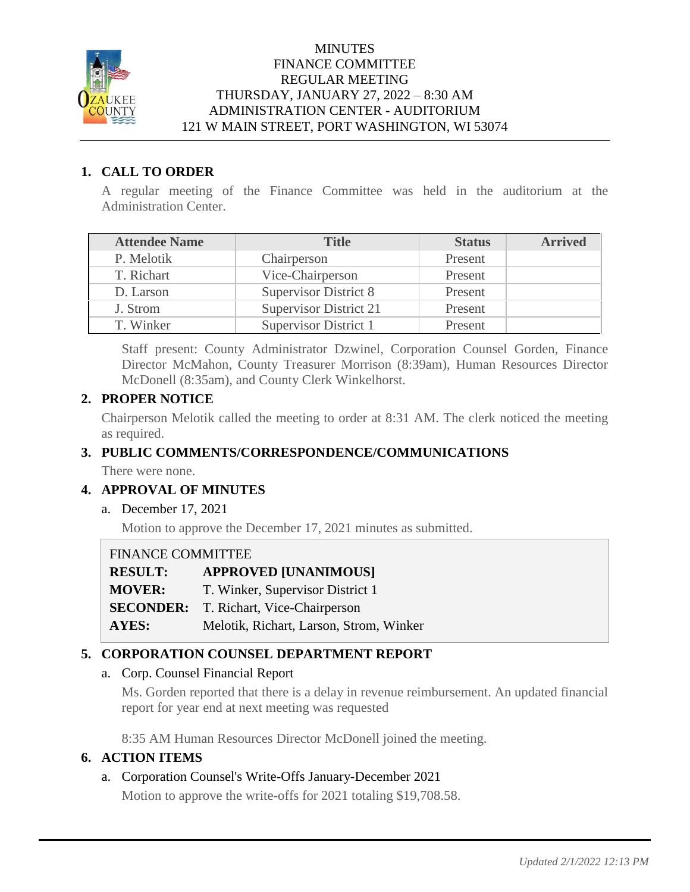MINUTES
FINANCE COMMITTEE
REGULAR MEETING
THURSDAY, JANUARY 27, 2022 – 8:30 AM
ADMINISTRATION CENTER - AUDITORIUM
121 W MAIN STREET, PORT WASHINGTON, WI 53074

## 1. CALL TO ORDER

A regular meeting of the Finance Committee was held in the auditorium at the Administration Center.

| Attendee Name | Title | Status | Arrived |
|---|---|---|---|
| P. Melotik | Chairperson | Present | |
| T. Richart | Vice-Chairperson | Present | |
| D. Larson | Supervisor District 8 | Present | |
| J. Strom | Supervisor District 21 | Present | |
| T. Winker | Supervisor District 1 | Present | |

Staff present: County Administrator Dzwinel, Corporation Counsel Gorden, Finance Director McMahon, County Treasurer Morrison (8:39am), Human Resources Director McDonell (8:35am), and County Clerk Winkelhorst.

## 2. PROPER NOTICE

Chairperson Melotik called the meeting to order at 8:31 AM. The clerk noticed the meeting as required.

## 3. PUBLIC COMMENTS/CORRESPONDENCE/COMMUNICATIONS

There were none.

## 4. APPROVAL OF MINUTES

a. December 17, 2021

Motion to approve the December 17, 2021 minutes as submitted.

FINANCE COMMITTEE

**RESULT:** **APPROVED [UNANIMOUS]**
**MOVER:** T. Winker, Supervisor District 1
**SECONDER:** T. Richart, Vice-Chairperson
**AYES:** Melotik, Richart, Larson, Strom, Winker

## 5. CORPORATION COUNSEL DEPARTMENT REPORT

a. Corp. Counsel Financial Report

Ms. Gorden reported that there is a delay in revenue reimbursement. An updated financial report for year end at next meeting was requested

8:35 AM Human Resources Director McDonell joined the meeting.

## 6. ACTION ITEMS

a. Corporation Counsel's Write-Offs January-December 2021

Motion to approve the write-offs for 2021 totaling $19,708.58.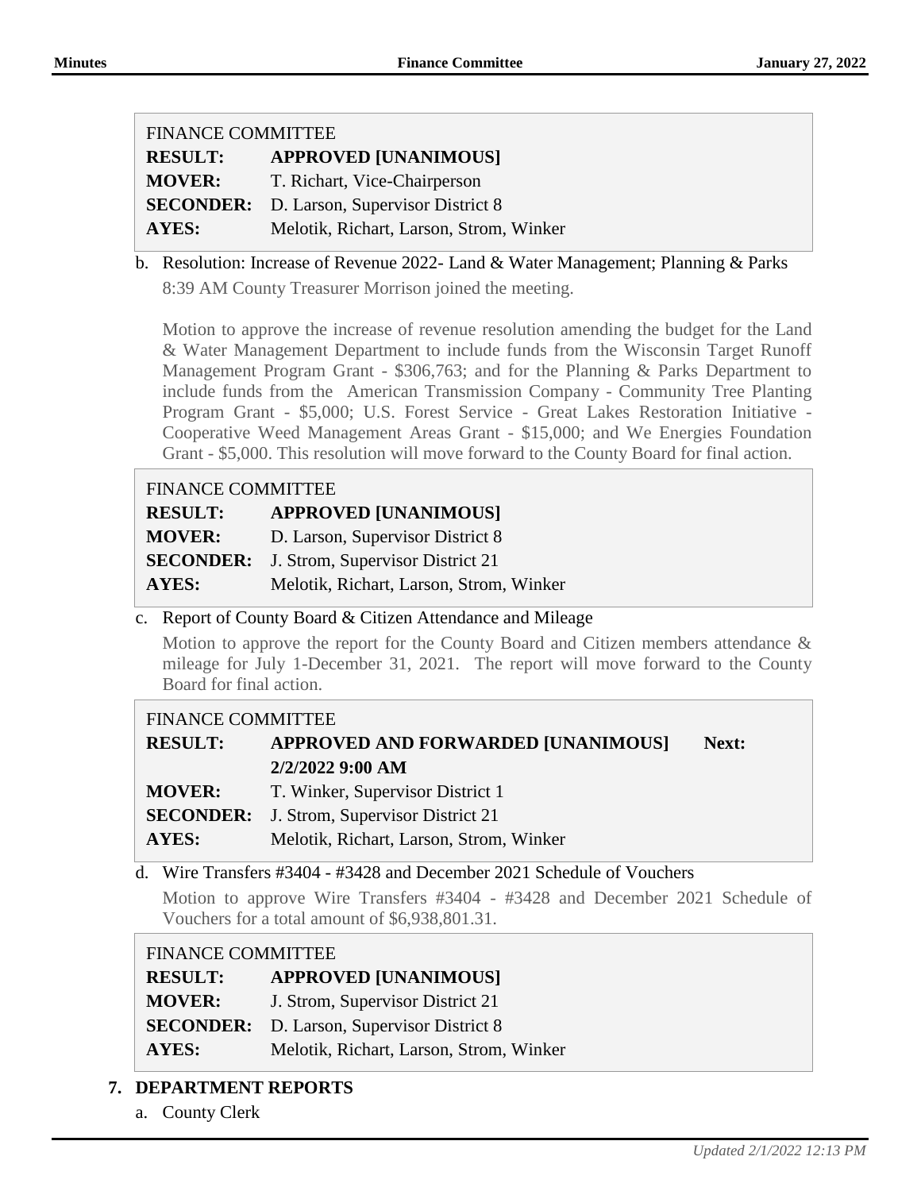| FINANCE COMMITTEE | |
|---|---|
| **RESULT:** | **APPROVED [UNANIMOUS]** |
| **MOVER:** | T. Richart, Vice-Chairperson |
| **SECONDER:** | D. Larson, Supervisor District 8 |
| **AYES:** | Melotik, Richart, Larson, Strom, Winker |

b. Resolution: Increase of Revenue 2022- Land & Water Management; Planning & Parks

8:39 AM County Treasurer Morrison joined the meeting.

Motion to approve the increase of revenue resolution amending the budget for the Land & Water Management Department to include funds from the Wisconsin Target Runoff Management Program Grant - $306,763; and for the Planning & Parks Department to include funds from the American Transmission Company - Community Tree Planting Program Grant - $5,000; U.S. Forest Service - Great Lakes Restoration Initiative - Cooperative Weed Management Areas Grant - $15,000; and We Energies Foundation Grant - $5,000. This resolution will move forward to the County Board for final action.

| FINANCE COMMITTEE | |
|---|---|
| **RESULT:** | **APPROVED [UNANIMOUS]** |
| **MOVER:** | D. Larson, Supervisor District 8 |
| **SECONDER:** | J. Strom, Supervisor District 21 |
| **AYES:** | Melotik, Richart, Larson, Strom, Winker |

c. Report of County Board & Citizen Attendance and Mileage

Motion to approve the report for the County Board and Citizen members attendance & mileage for July 1-December 31, 2021. The report will move forward to the County Board for final action.

| FINANCE COMMITTEE | |
|---|---|
| **RESULT:** | **APPROVED AND FORWARDED [UNANIMOUS] Next: 2/2/2022 9:00 AM** |
| **MOVER:** | T. Winker, Supervisor District 1 |
| **SECONDER:** | J. Strom, Supervisor District 21 |
| **AYES:** | Melotik, Richart, Larson, Strom, Winker |

d. Wire Transfers #3404 - #3428 and December 2021 Schedule of Vouchers

Motion to approve Wire Transfers #3404 - #3428 and December 2021 Schedule of Vouchers for a total amount of $6,938,801.31.

| FINANCE COMMITTEE | |
|---|---|
| **RESULT:** | **APPROVED [UNANIMOUS]** |
| **MOVER:** | J. Strom, Supervisor District 21 |
| **SECONDER:** | D. Larson, Supervisor District 8 |
| **AYES:** | Melotik, Richart, Larson, Strom, Winker |

## 7. DEPARTMENT REPORTS

a. County Clerk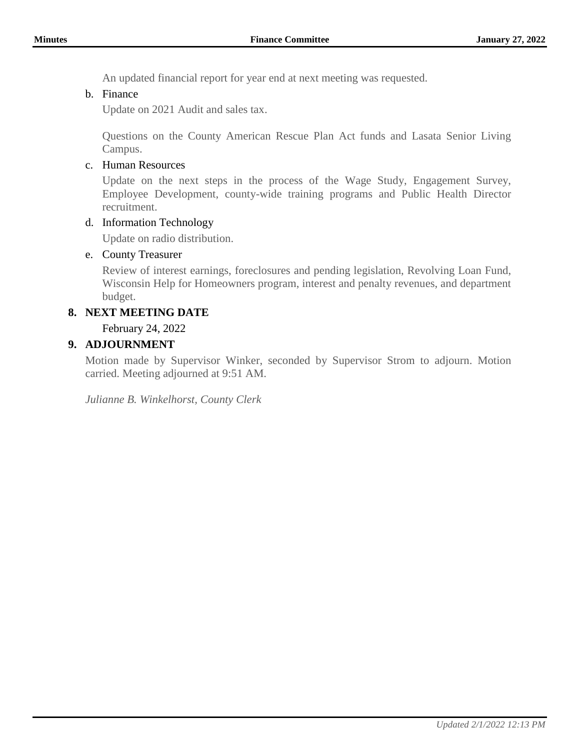An updated financial report for year end at next meeting was requested.

b. Finance

Update on 2021 Audit and sales tax.

Questions on the County American Rescue Plan Act funds and Lasata Senior Living Campus.

c. Human Resources

Update on the next steps in the process of the Wage Study, Engagement Survey, Employee Development, county-wide training programs and Public Health Director recruitment.

d. Information Technology

Update on radio distribution.

e. County Treasurer

Review of interest earnings, foreclosures and pending legislation, Revolving Loan Fund, Wisconsin Help for Homeowners program, interest and penalty revenues, and department budget.

**8. NEXT MEETING DATE**

February 24, 2022

**9. ADJOURNMENT**

Motion made by Supervisor Winker, seconded by Supervisor Strom to adjourn. Motion carried. Meeting adjourned at 9:51 AM.

*Julianne B. Winkelhorst, County Clerk*